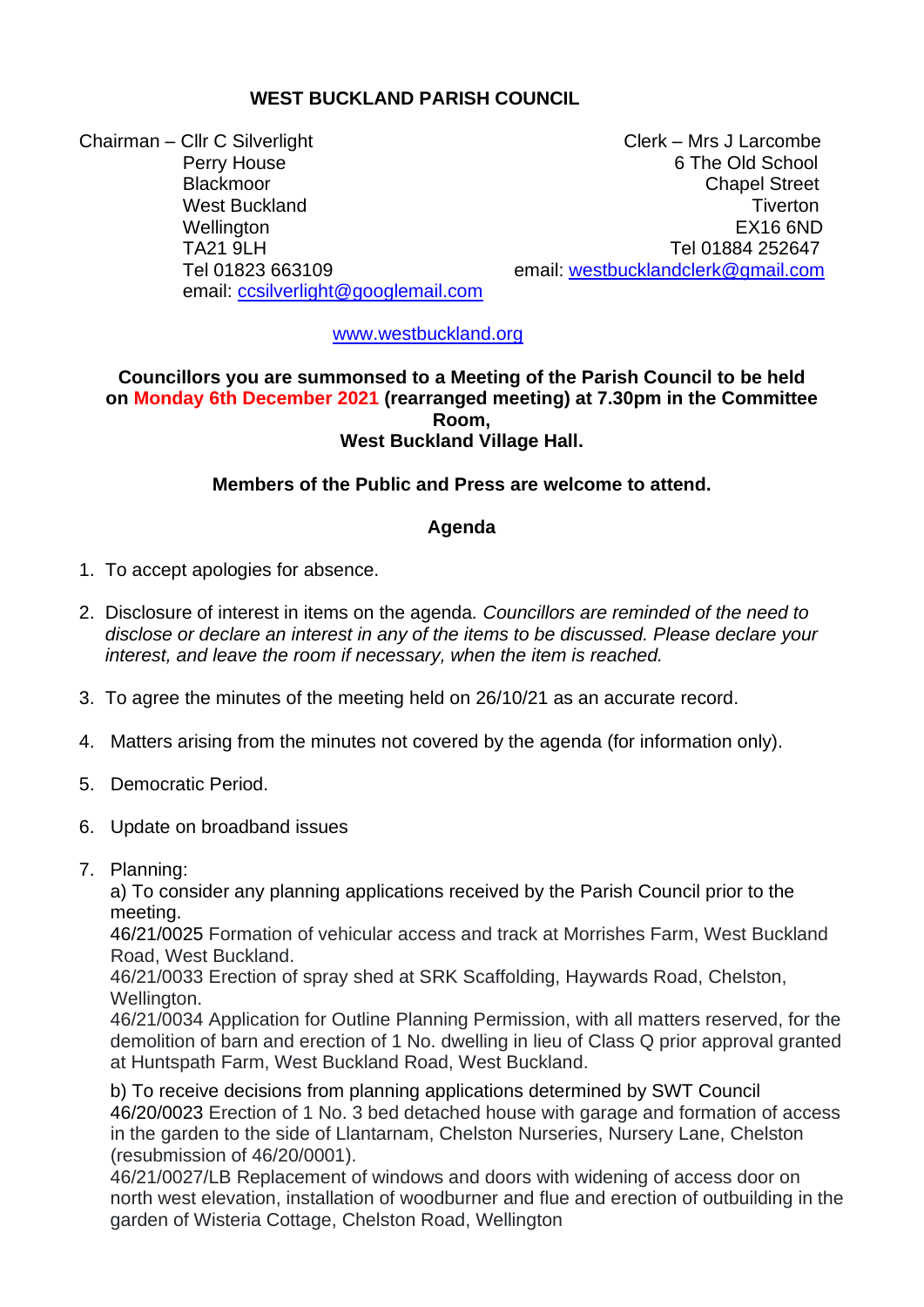# WEST BUCKLAND PARISH COUNCIL

Chairman – Cllr C Silverlight
Perry House
Blackmoor
West Buckland
Wellington
TA21 9LH
Tel 01823 663109
email: ccsilverlight@googlemail.com

Clerk – Mrs J Larcombe
6 The Old School
Chapel Street
Tiverton
EX16 6ND
Tel 01884 252647
email: westbucklandclerk@gmail.com

www.westbuckland.org

**Councillors you are summonsed to a Meeting of the Parish Council to be held on Monday 6th December 2021 (rearranged meeting) at 7.30pm in the Committee Room, West Buckland Village Hall.**

**Members of the Public and Press are welcome to attend.**

**Agenda**

1. To accept apologies for absence.
2. Disclosure of interest in items on the agenda. *Councillors are reminded of the need to disclose or declare an interest in any of the items to be discussed. Please declare your interest, and leave the room if necessary, when the item is reached.*
3. To agree the minutes of the meeting held on 26/10/21 as an accurate record.
4. Matters arising from the minutes not covered by the agenda (for information only).
5. Democratic Period.
6. Update on broadband issues
7. Planning:

   a) To consider any planning applications received by the Parish Council prior to the meeting.
   46/21/0025 Formation of vehicular access and track at Morrishes Farm, West Buckland Road, West Buckland.
   46/21/0033 Erection of spray shed at SRK Scaffolding, Haywards Road, Chelston, Wellington.
   46/21/0034 Application for Outline Planning Permission, with all matters reserved, for the demolition of barn and erection of 1 No. dwelling in lieu of Class Q prior approval granted at Huntspath Farm, West Buckland Road, West Buckland.

   b) To receive decisions from planning applications determined by SWT Council
   46/20/0023 Erection of 1 No. 3 bed detached house with garage and formation of access in the garden to the side of Llantarnam, Chelston Nurseries, Nursery Lane, Chelston (resubmission of 46/20/0001).
   46/21/0027/LB Replacement of windows and doors with widening of access door on north west elevation, installation of woodburner and flue and erection of outbuilding in the garden of Wisteria Cottage, Chelston Road, Wellington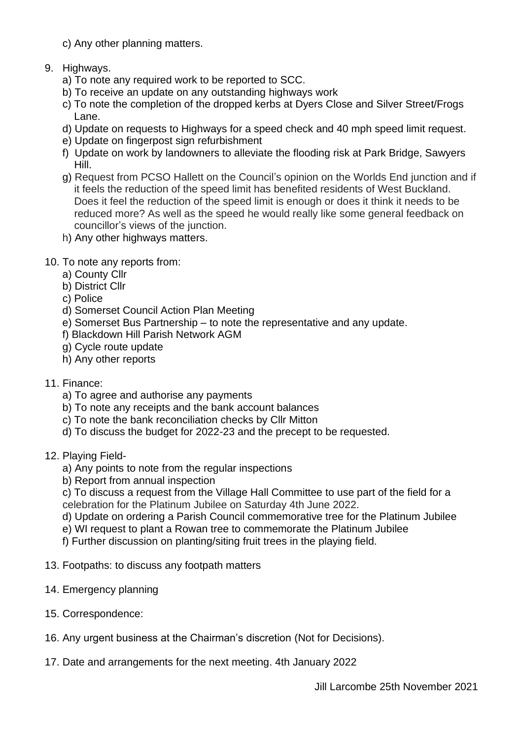c) Any other planning matters.

9. Highways.
   a) To note any required work to be reported to SCC.
   b) To receive an update on any outstanding highways work
   c) To note the completion of the dropped kerbs at Dyers Close and Silver Street/Frogs Lane.
   d) Update on requests to Highways for a speed check and 40 mph speed limit request.
   e) Update on fingerpost sign refurbishment
   f) Update on work by landowners to alleviate the flooding risk at Park Bridge, Sawyers Hill.
   g) Request from PCSO Hallett on the Council's opinion on the Worlds End junction and if it feels the reduction of the speed limit has benefited residents of West Buckland. Does it feel the reduction of the speed limit is enough or does it think it needs to be reduced more? As well as the speed he would really like some general feedback on councillor's views of the junction.
   h) Any other highways matters.

10. To note any reports from:
    a) County Cllr
    b) District Cllr
    c) Police
    d) Somerset Council Action Plan Meeting
    e) Somerset Bus Partnership – to note the representative and any update.
    f) Blackdown Hill Parish Network AGM
    g) Cycle route update
    h) Any other reports

11. Finance:
    a) To agree and authorise any payments
    b) To note any receipts and the bank account balances
    c) To note the bank reconciliation checks by Cllr Mitton
    d) To discuss the budget for 2022-23 and the precept to be requested.

12. Playing Field-
    a) Any points to note from the regular inspections
    b) Report from annual inspection
    c) To discuss a request from the Village Hall Committee to use part of the field for a celebration for the Platinum Jubilee on Saturday 4th June 2022.
    d) Update on ordering a Parish Council commemorative tree for the Platinum Jubilee
    e) WI request to plant a Rowan tree to commemorate the Platinum Jubilee
    f) Further discussion on planting/siting fruit trees in the playing field.

13. Footpaths: to discuss any footpath matters

14. Emergency planning

15. Correspondence:

16. Any urgent business at the Chairman's discretion (Not for Decisions).

17. Date and arrangements for the next meeting. 4th January 2022

Jill Larcombe 25th November 2021